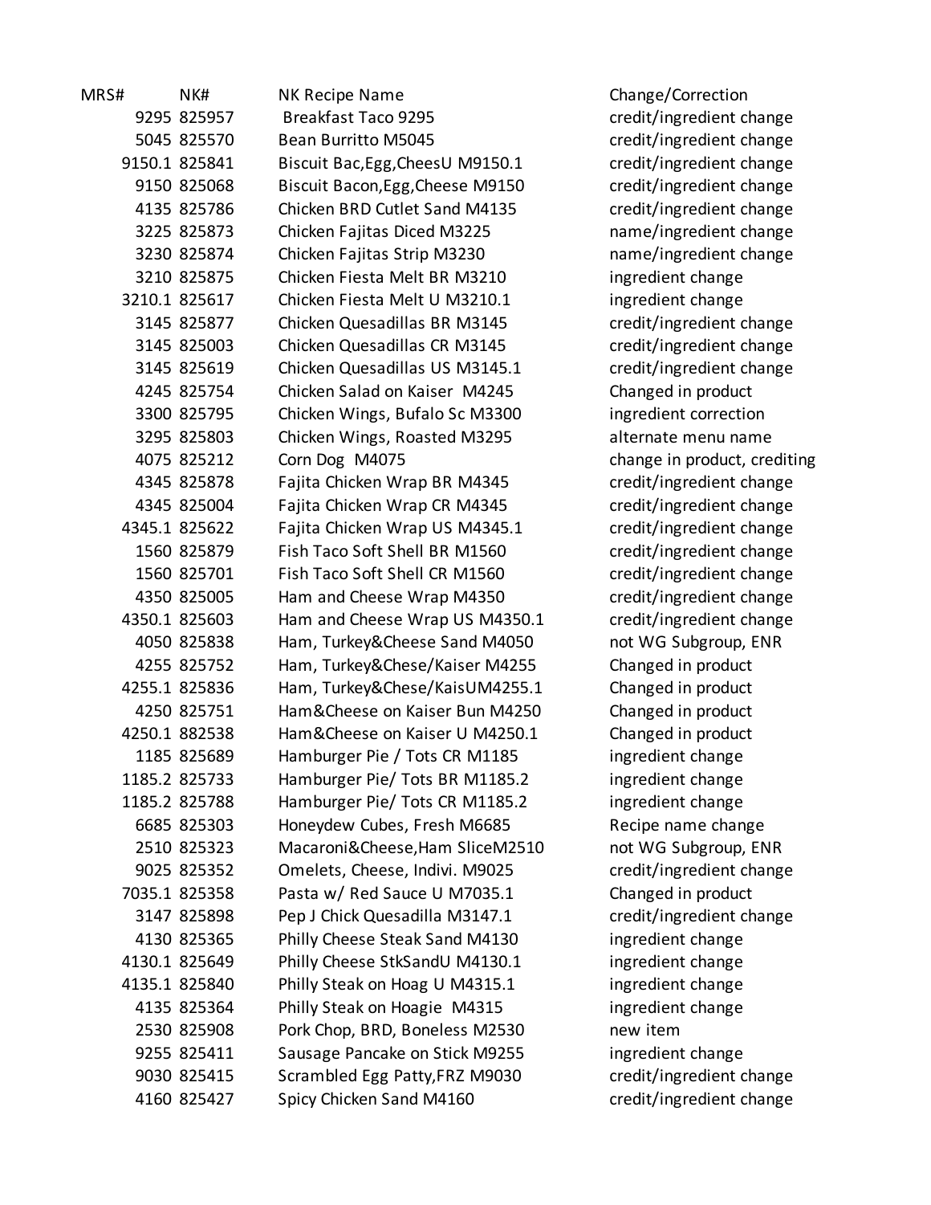| MRS# | NK# | NK Recipe Name | Change/Correction |
|---|---|---|---|
| 9295 | 825957 | Breakfast Taco 9295 | credit/ingredient change |
| 5045 | 825570 | Bean Burritto M5045 | credit/ingredient change |
| 9150.1 | 825841 | Biscuit Bac,Egg,CheesU M9150.1 | credit/ingredient change |
| 9150 | 825068 | Biscuit Bacon,Egg,Cheese M9150 | credit/ingredient change |
| 4135 | 825786 | Chicken BRD Cutlet Sand M4135 | credit/ingredient change |
| 3225 | 825873 | Chicken Fajitas Diced M3225 | name/ingredient change |
| 3230 | 825874 | Chicken Fajitas Strip M3230 | name/ingredient change |
| 3210 | 825875 | Chicken Fiesta Melt BR M3210 | ingredient change |
| 3210.1 | 825617 | Chicken Fiesta Melt U M3210.1 | ingredient change |
| 3145 | 825877 | Chicken Quesadillas BR M3145 | credit/ingredient change |
| 3145 | 825003 | Chicken Quesadillas CR M3145 | credit/ingredient change |
| 3145 | 825619 | Chicken Quesadillas US M3145.1 | credit/ingredient change |
| 4245 | 825754 | Chicken Salad on Kaiser M4245 | Changed in product |
| 3300 | 825795 | Chicken Wings, Bufalo Sc M3300 | ingredient correction |
| 3295 | 825803 | Chicken Wings, Roasted M3295 | alternate menu name |
| 4075 | 825212 | Corn Dog M4075 | change in product, crediting |
| 4345 | 825878 | Fajita Chicken Wrap BR M4345 | credit/ingredient change |
| 4345 | 825004 | Fajita Chicken Wrap CR M4345 | credit/ingredient change |
| 4345.1 | 825622 | Fajita Chicken Wrap US M4345.1 | credit/ingredient change |
| 1560 | 825879 | Fish Taco Soft Shell BR M1560 | credit/ingredient change |
| 1560 | 825701 | Fish Taco Soft Shell CR M1560 | credit/ingredient change |
| 4350 | 825005 | Ham and Cheese Wrap M4350 | credit/ingredient change |
| 4350.1 | 825603 | Ham and Cheese Wrap US M4350.1 | credit/ingredient change |
| 4050 | 825838 | Ham, Turkey&Cheese Sand M4050 | not WG Subgroup, ENR |
| 4255 | 825752 | Ham, Turkey&Chese/Kaiser M4255 | Changed in product |
| 4255.1 | 825836 | Ham, Turkey&Chese/KaisUM4255.1 | Changed in product |
| 4250 | 825751 | Ham&Cheese on Kaiser Bun M4250 | Changed in product |
| 4250.1 | 882538 | Ham&Cheese on Kaiser U M4250.1 | Changed in product |
| 1185 | 825689 | Hamburger Pie / Tots CR M1185 | ingredient change |
| 1185.2 | 825733 | Hamburger Pie/ Tots BR M1185.2 | ingredient change |
| 1185.2 | 825788 | Hamburger Pie/ Tots CR M1185.2 | ingredient change |
| 6685 | 825303 | Honeydew Cubes, Fresh M6685 | Recipe name change |
| 2510 | 825323 | Macaroni&Cheese,Ham SliceM2510 | not WG Subgroup, ENR |
| 9025 | 825352 | Omelets, Cheese, Indivi. M9025 | credit/ingredient change |
| 7035.1 | 825358 | Pasta w/ Red Sauce U M7035.1 | Changed in product |
| 3147 | 825898 | Pep J Chick Quesadilla M3147.1 | credit/ingredient change |
| 4130 | 825365 | Philly Cheese Steak Sand M4130 | ingredient change |
| 4130.1 | 825649 | Philly Cheese StkSandU M4130.1 | ingredient change |
| 4135.1 | 825840 | Philly Steak on Hoag U M4315.1 | ingredient change |
| 4135 | 825364 | Philly Steak on Hoagie M4315 | ingredient change |
| 2530 | 825908 | Pork Chop, BRD, Boneless M2530 | new item |
| 9255 | 825411 | Sausage Pancake on Stick M9255 | ingredient change |
| 9030 | 825415 | Scrambled Egg Patty,FRZ M9030 | credit/ingredient change |
| 4160 | 825427 | Spicy Chicken Sand M4160 | credit/ingredient change |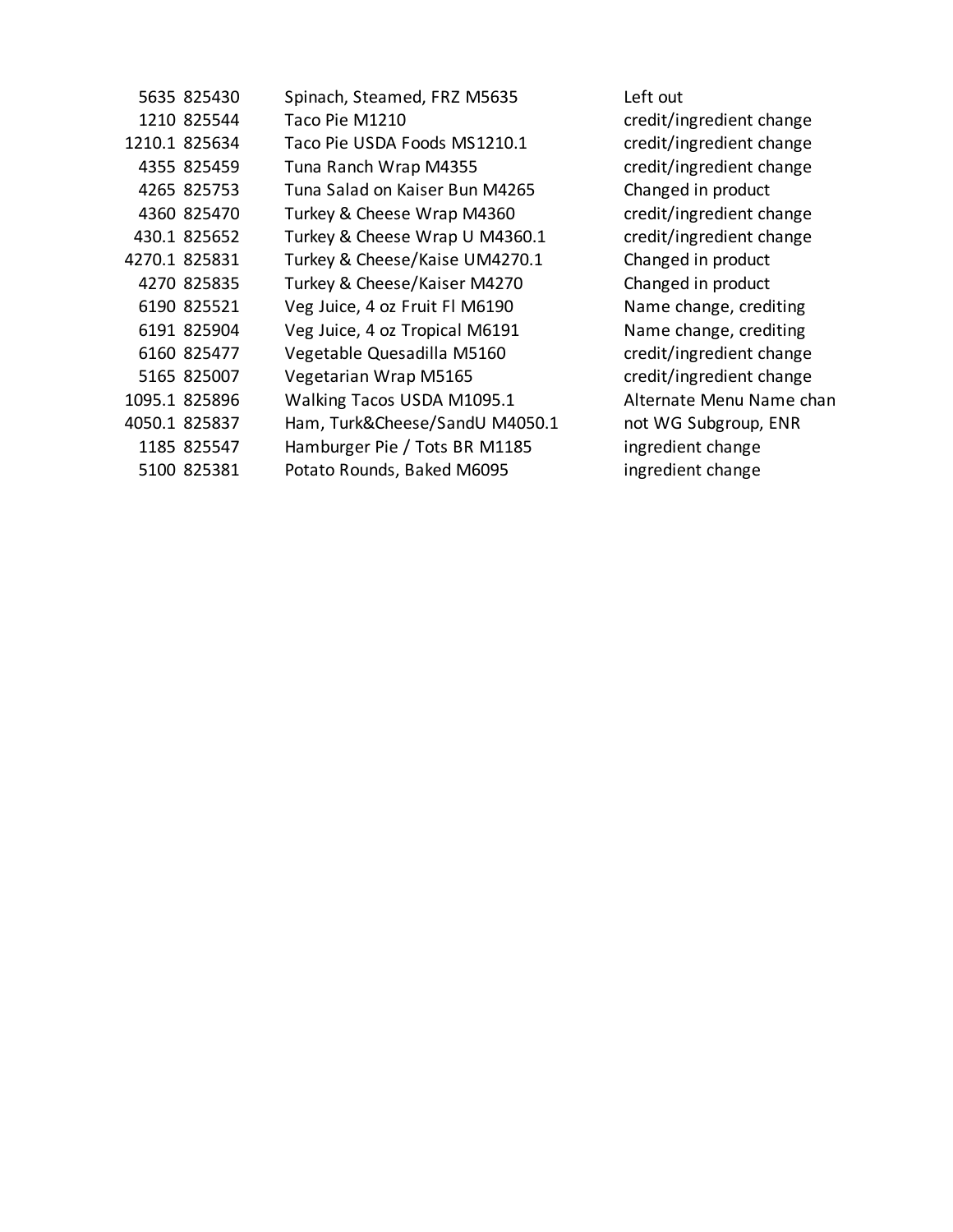| | | | |
|---|---|---|---|
| 5635 | 825430 | Spinach, Steamed, FRZ M5635 | Left out |
| 1210 | 825544 | Taco Pie M1210 | credit/ingredient change |
| 1210.1 | 825634 | Taco Pie USDA Foods MS1210.1 | credit/ingredient change |
| 4355 | 825459 | Tuna Ranch Wrap M4355 | credit/ingredient change |
| 4265 | 825753 | Tuna Salad on Kaiser Bun M4265 | Changed in product |
| 4360 | 825470 | Turkey & Cheese Wrap M4360 | credit/ingredient change |
| 430.1 | 825652 | Turkey & Cheese Wrap U M4360.1 | credit/ingredient change |
| 4270.1 | 825831 | Turkey & Cheese/Kaise UM4270.1 | Changed in product |
| 4270 | 825835 | Turkey & Cheese/Kaiser M4270 | Changed in product |
| 6190 | 825521 | Veg Juice, 4 oz Fruit Fl M6190 | Name change, crediting |
| 6191 | 825904 | Veg Juice, 4 oz Tropical M6191 | Name change, crediting |
| 6160 | 825477 | Vegetable Quesadilla M5160 | credit/ingredient change |
| 5165 | 825007 | Vegetarian Wrap M5165 | credit/ingredient change |
| 1095.1 | 825896 | Walking Tacos USDA M1095.1 | Alternate Menu Name chan |
| 4050.1 | 825837 | Ham, Turk&Cheese/SandU M4050.1 | not WG Subgroup, ENR |
| 1185 | 825547 | Hamburger Pie / Tots BR M1185 | ingredient change |
| 5100 | 825381 | Potato Rounds, Baked M6095 | ingredient change |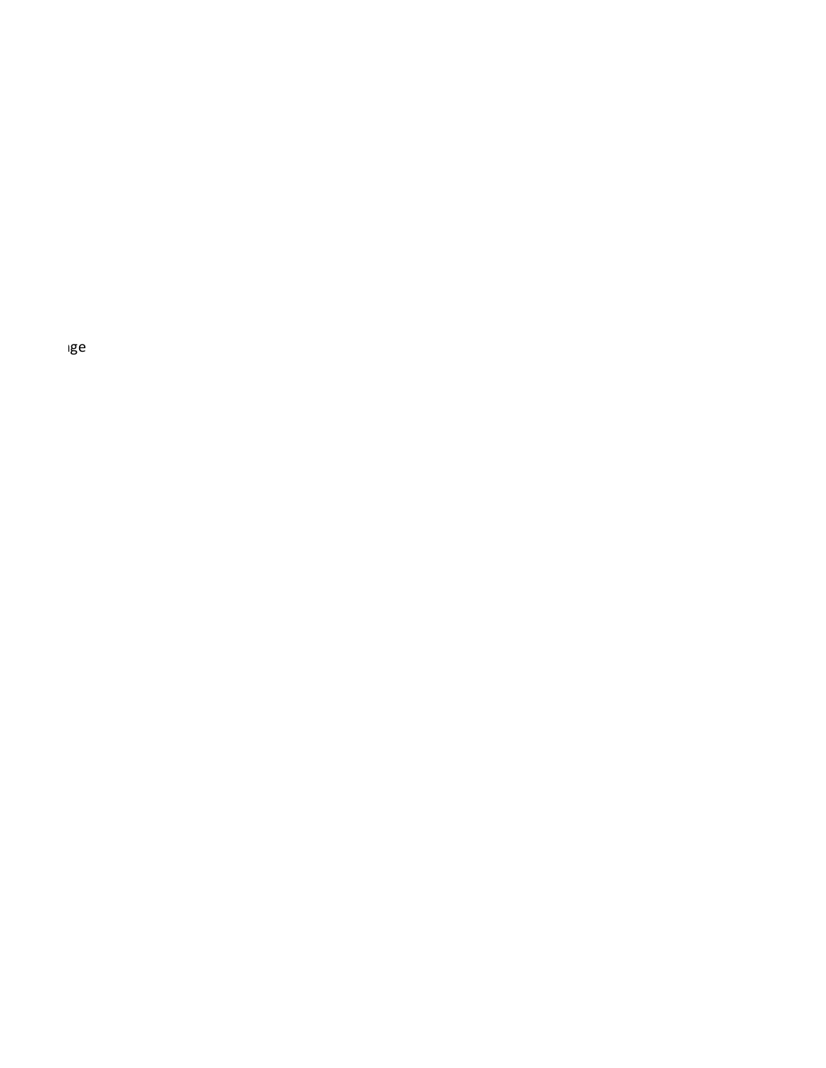ıge